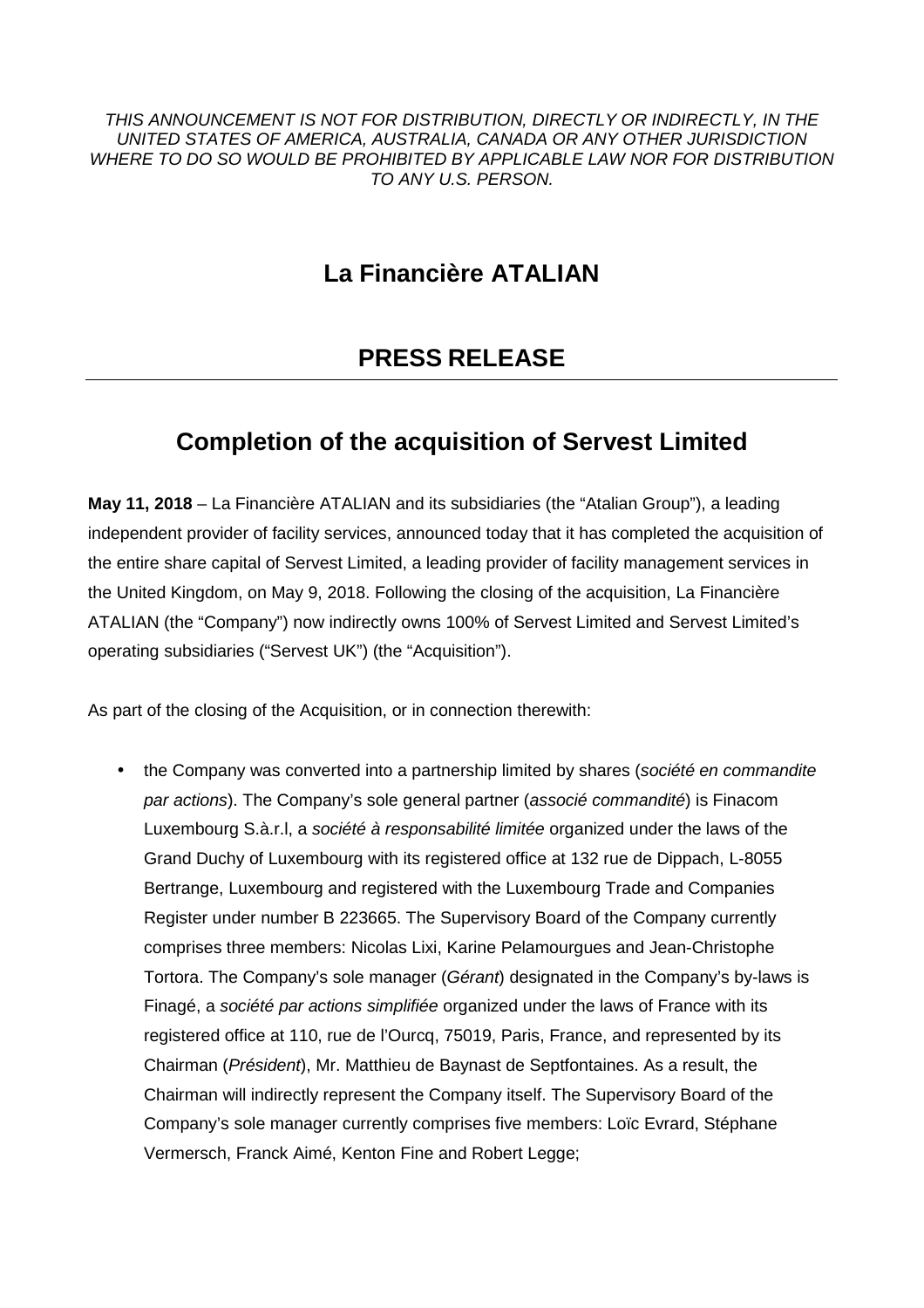*THIS ANNOUNCEMENT IS NOT FOR DISTRIBUTION, DIRECTLY OR INDIRECTLY, IN THE UNITED STATES OF AMERICA, AUSTRALIA, CANADA OR ANY OTHER JURISDICTION WHERE TO DO SO WOULD BE PROHIBITED BY APPLICABLE LAW NOR FOR DISTRIBUTION TO ANY U.S. PERSON.*

# La Financière ATALIAN

# PRESS RELEASE

## Completion of the acquisition of Servest Limited

**May 11, 2018** – La Financière ATALIAN and its subsidiaries (the "Atalian Group"), a leading independent provider of facility services, announced today that it has completed the acquisition of the entire share capital of Servest Limited, a leading provider of facility management services in the United Kingdom, on May 9, 2018. Following the closing of the acquisition, La Financière ATALIAN (the "Company") now indirectly owns 100% of Servest Limited and Servest Limited's operating subsidiaries ("Servest UK") (the "Acquisition").

As part of the closing of the Acquisition, or in connection therewith:

- the Company was converted into a partnership limited by shares (*société en commandite par actions*). The Company's sole general partner (*associé commandité*) is Finacom Luxembourg S.à.r.l, a *société à responsabilité limitée* organized under the laws of the Grand Duchy of Luxembourg with its registered office at 132 rue de Dippach, L-8055 Bertrange, Luxembourg and registered with the Luxembourg Trade and Companies Register under number B 223665. The Supervisory Board of the Company currently comprises three members: Nicolas Lixi, Karine Pelamourgues and Jean-Christophe Tortora. The Company's sole manager (*Gérant*) designated in the Company's by-laws is Finagé, a *société par actions simplifiée* organized under the laws of France with its registered office at 110, rue de l'Ourcq, 75019, Paris, France, and represented by its Chairman (*Président*), Mr. Matthieu de Baynast de Septfontaines. As a result, the Chairman will indirectly represent the Company itself. The Supervisory Board of the Company's sole manager currently comprises five members: Loïc Evrard, Stéphane Vermersch, Franck Aimé, Kenton Fine and Robert Legge;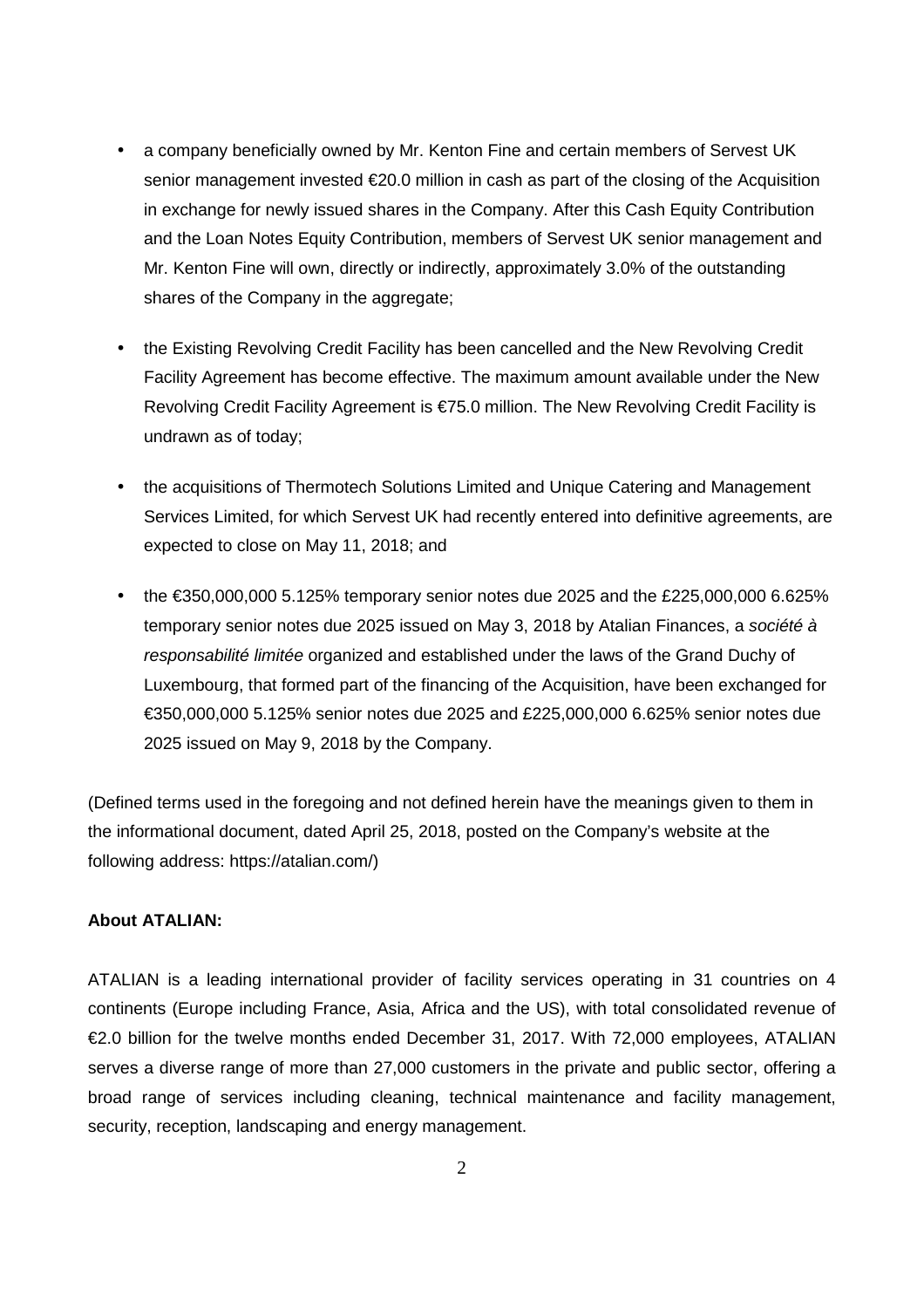- a company beneficially owned by Mr. Kenton Fine and certain members of Servest UK senior management invested €20.0 million in cash as part of the closing of the Acquisition in exchange for newly issued shares in the Company. After this Cash Equity Contribution and the Loan Notes Equity Contribution, members of Servest UK senior management and Mr. Kenton Fine will own, directly or indirectly, approximately 3.0% of the outstanding shares of the Company in the aggregate;
- the Existing Revolving Credit Facility has been cancelled and the New Revolving Credit Facility Agreement has become effective. The maximum amount available under the New Revolving Credit Facility Agreement is €75.0 million. The New Revolving Credit Facility is undrawn as of today;
- the acquisitions of Thermotech Solutions Limited and Unique Catering and Management Services Limited, for which Servest UK had recently entered into definitive agreements, are expected to close on May 11, 2018; and
- the €350,000,000 5.125% temporary senior notes due 2025 and the £225,000,000 6.625% temporary senior notes due 2025 issued on May 3, 2018 by Atalian Finances, a *société à responsabilité limitée* organized and established under the laws of the Grand Duchy of Luxembourg, that formed part of the financing of the Acquisition, have been exchanged for €350,000,000 5.125% senior notes due 2025 and £225,000,000 6.625% senior notes due 2025 issued on May 9, 2018 by the Company.

(Defined terms used in the foregoing and not defined herein have the meanings given to them in the informational document, dated April 25, 2018, posted on the Company's website at the following address: https://atalian.com/)

**About ATALIAN:**

ATALIAN is a leading international provider of facility services operating in 31 countries on 4 continents (Europe including France, Asia, Africa and the US), with total consolidated revenue of €2.0 billion for the twelve months ended December 31, 2017. With 72,000 employees, ATALIAN serves a diverse range of more than 27,000 customers in the private and public sector, offering a broad range of services including cleaning, technical maintenance and facility management, security, reception, landscaping and energy management.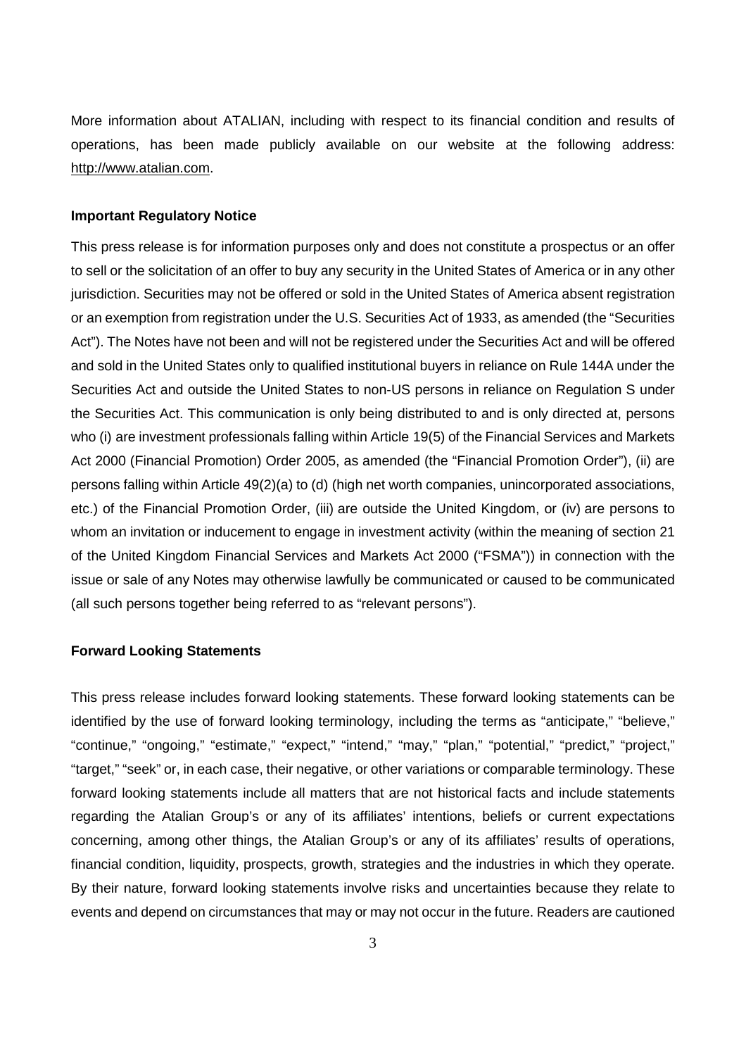More information about ATALIAN, including with respect to its financial condition and results of operations, has been made publicly available on our website at the following address: http://www.atalian.com.

**Important Regulatory Notice**

This press release is for information purposes only and does not constitute a prospectus or an offer to sell or the solicitation of an offer to buy any security in the United States of America or in any other jurisdiction. Securities may not be offered or sold in the United States of America absent registration or an exemption from registration under the U.S. Securities Act of 1933, as amended (the "Securities Act"). The Notes have not been and will not be registered under the Securities Act and will be offered and sold in the United States only to qualified institutional buyers in reliance on Rule 144A under the Securities Act and outside the United States to non-US persons in reliance on Regulation S under the Securities Act. This communication is only being distributed to and is only directed at, persons who (i) are investment professionals falling within Article 19(5) of the Financial Services and Markets Act 2000 (Financial Promotion) Order 2005, as amended (the "Financial Promotion Order"), (ii) are persons falling within Article 49(2)(a) to (d) (high net worth companies, unincorporated associations, etc.) of the Financial Promotion Order, (iii) are outside the United Kingdom, or (iv) are persons to whom an invitation or inducement to engage in investment activity (within the meaning of section 21 of the United Kingdom Financial Services and Markets Act 2000 ("FSMA")) in connection with the issue or sale of any Notes may otherwise lawfully be communicated or caused to be communicated (all such persons together being referred to as "relevant persons").

**Forward Looking Statements**

This press release includes forward looking statements. These forward looking statements can be identified by the use of forward looking terminology, including the terms as "anticipate," "believe," "continue," "ongoing," "estimate," "expect," "intend," "may," "plan," "potential," "predict," "project," "target," "seek" or, in each case, their negative, or other variations or comparable terminology. These forward looking statements include all matters that are not historical facts and include statements regarding the Atalian Group's or any of its affiliates' intentions, beliefs or current expectations concerning, among other things, the Atalian Group's or any of its affiliates' results of operations, financial condition, liquidity, prospects, growth, strategies and the industries in which they operate. By their nature, forward looking statements involve risks and uncertainties because they relate to events and depend on circumstances that may or may not occur in the future. Readers are cautioned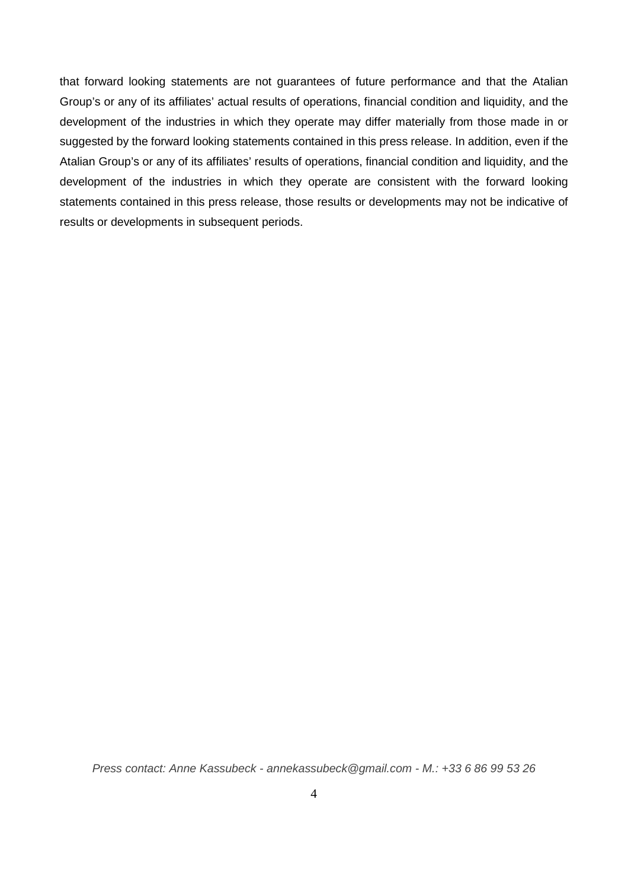that forward looking statements are not guarantees of future performance and that the Atalian Group's or any of its affiliates' actual results of operations, financial condition and liquidity, and the development of the industries in which they operate may differ materially from those made in or suggested by the forward looking statements contained in this press release. In addition, even if the Atalian Group's or any of its affiliates' results of operations, financial condition and liquidity, and the development of the industries in which they operate are consistent with the forward looking statements contained in this press release, those results or developments may not be indicative of results or developments in subsequent periods.

*Press contact: Anne Kassubeck - annekassubeck@gmail.com - M.: +33 6 86 99 53 26*